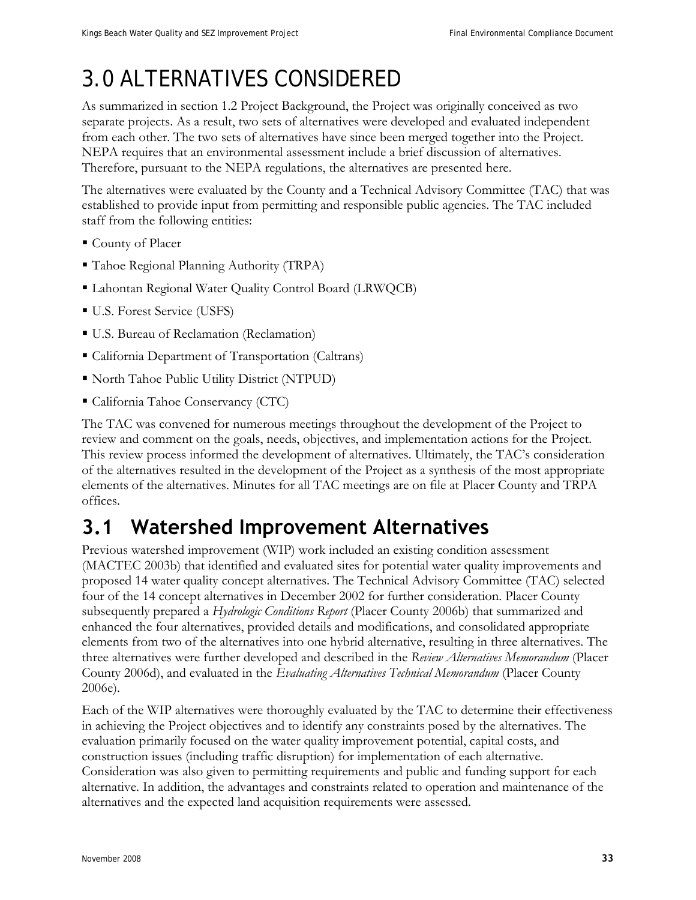# 3.0 ALTERNATIVES CONSIDERED

As summarized in section 1.2 Project Background, the Project was originally conceived as two separate projects. As a result, two sets of alternatives were developed and evaluated independent from each other. The two sets of alternatives have since been merged together into the Project. NEPA requires that an environmental assessment include a brief discussion of alternatives. Therefore, pursuant to the NEPA regulations, the alternatives are presented here.

The alternatives were evaluated by the County and a Technical Advisory Committee (TAC) that was established to provide input from permitting and responsible public agencies. The TAC included staff from the following entities:

- County of Placer
- Tahoe Regional Planning Authority (TRPA)
- Lahontan Regional Water Quality Control Board (LRWQCB)
- U.S. Forest Service (USFS)
- U.S. Bureau of Reclamation (Reclamation)
- California Department of Transportation (Caltrans)
- North Tahoe Public Utility District (NTPUD)
- California Tahoe Conservancy (CTC)

The TAC was convened for numerous meetings throughout the development of the Project to review and comment on the goals, needs, objectives, and implementation actions for the Project. This review process informed the development of alternatives. Ultimately, the TAC's consideration of the alternatives resulted in the development of the Project as a synthesis of the most appropriate elements of the alternatives. Minutes for all TAC meetings are on file at Placer County and TRPA offices.

## 3.1 Watershed Improvement Alternatives

Previous watershed improvement (WIP) work included an existing condition assessment (MACTEC 2003b) that identified and evaluated sites for potential water quality improvements and proposed 14 water quality concept alternatives. The Technical Advisory Committee (TAC) selected four of the 14 concept alternatives in December 2002 for further consideration. Placer County subsequently prepared a *Hydrologic Conditions Report* (Placer County 2006b) that summarized and enhanced the four alternatives, provided details and modifications, and consolidated appropriate elements from two of the alternatives into one hybrid alternative, resulting in three alternatives. The three alternatives were further developed and described in the *Review Alternatives Memorandum* (Placer County 2006d), and evaluated in the *Evaluating Alternatives Technical Memorandum* (Placer County 2006e).

Each of the WIP alternatives were thoroughly evaluated by the TAC to determine their effectiveness in achieving the Project objectives and to identify any constraints posed by the alternatives. The evaluation primarily focused on the water quality improvement potential, capital costs, and construction issues (including traffic disruption) for implementation of each alternative. Consideration was also given to permitting requirements and public and funding support for each alternative. In addition, the advantages and constraints related to operation and maintenance of the alternatives and the expected land acquisition requirements were assessed.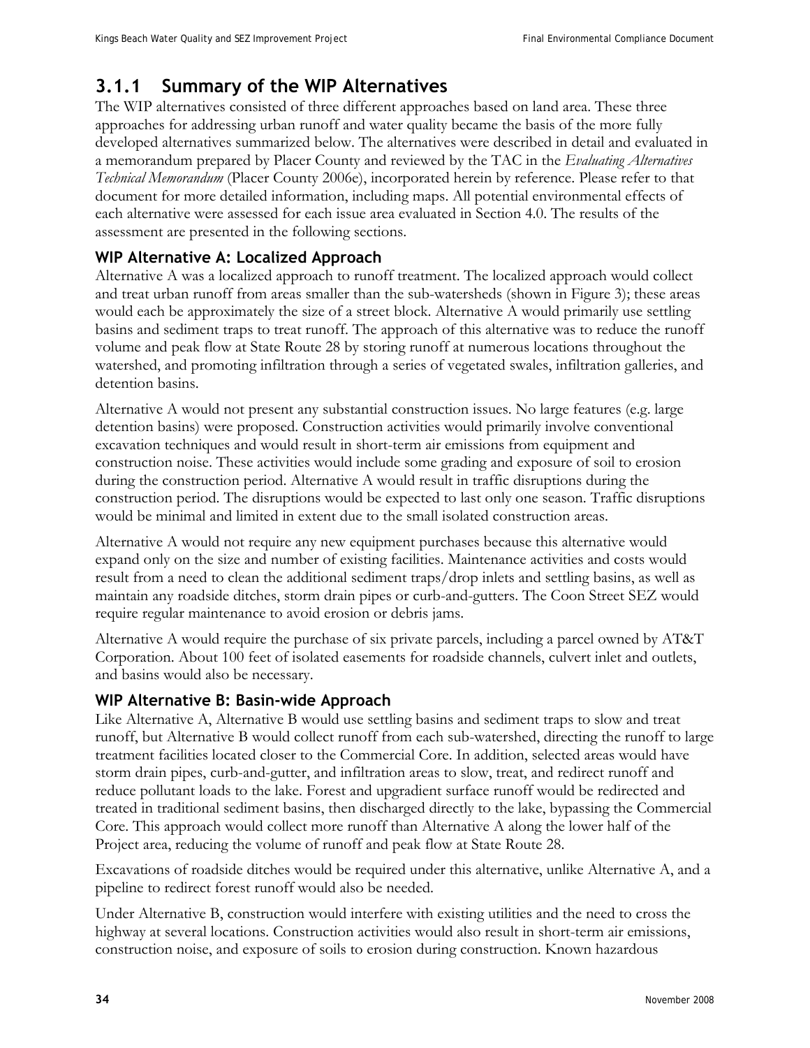## 3.1.1 Summary of the WIP Alternatives

The WIP alternatives consisted of three different approaches based on land area. These three approaches for addressing urban runoff and water quality became the basis of the more fully developed alternatives summarized below. The alternatives were described in detail and evaluated in a memorandum prepared by Placer County and reviewed by the TAC in the *Evaluating Alternatives Technical Memorandum* (Placer County 2006e), incorporated herein by reference. Please refer to that document for more detailed information, including maps. All potential environmental effects of each alternative were assessed for each issue area evaluated in Section 4.0. The results of the assessment are presented in the following sections.

### WIP Alternative A: Localized Approach

Alternative A was a localized approach to runoff treatment. The localized approach would collect and treat urban runoff from areas smaller than the sub-watersheds (shown in Figure 3); these areas would each be approximately the size of a street block. Alternative A would primarily use settling basins and sediment traps to treat runoff. The approach of this alternative was to reduce the runoff volume and peak flow at State Route 28 by storing runoff at numerous locations throughout the watershed, and promoting infiltration through a series of vegetated swales, infiltration galleries, and detention basins.

Alternative A would not present any substantial construction issues. No large features (e.g. large detention basins) were proposed. Construction activities would primarily involve conventional excavation techniques and would result in short-term air emissions from equipment and construction noise. These activities would include some grading and exposure of soil to erosion during the construction period. Alternative A would result in traffic disruptions during the construction period. The disruptions would be expected to last only one season. Traffic disruptions would be minimal and limited in extent due to the small isolated construction areas.

Alternative A would not require any new equipment purchases because this alternative would expand only on the size and number of existing facilities. Maintenance activities and costs would result from a need to clean the additional sediment traps/drop inlets and settling basins, as well as maintain any roadside ditches, storm drain pipes or curb-and-gutters. The Coon Street SEZ would require regular maintenance to avoid erosion or debris jams.

Alternative A would require the purchase of six private parcels, including a parcel owned by AT&T Corporation. About 100 feet of isolated easements for roadside channels, culvert inlet and outlets, and basins would also be necessary.

### WIP Alternative B: Basin-wide Approach

Like Alternative A, Alternative B would use settling basins and sediment traps to slow and treat runoff, but Alternative B would collect runoff from each sub-watershed, directing the runoff to large treatment facilities located closer to the Commercial Core. In addition, selected areas would have storm drain pipes, curb-and-gutter, and infiltration areas to slow, treat, and redirect runoff and reduce pollutant loads to the lake. Forest and upgradient surface runoff would be redirected and treated in traditional sediment basins, then discharged directly to the lake, bypassing the Commercial Core. This approach would collect more runoff than Alternative A along the lower half of the Project area, reducing the volume of runoff and peak flow at State Route 28.

Excavations of roadside ditches would be required under this alternative, unlike Alternative A, and a pipeline to redirect forest runoff would also be needed.

Under Alternative B, construction would interfere with existing utilities and the need to cross the highway at several locations. Construction activities would also result in short-term air emissions, construction noise, and exposure of soils to erosion during construction. Known hazardous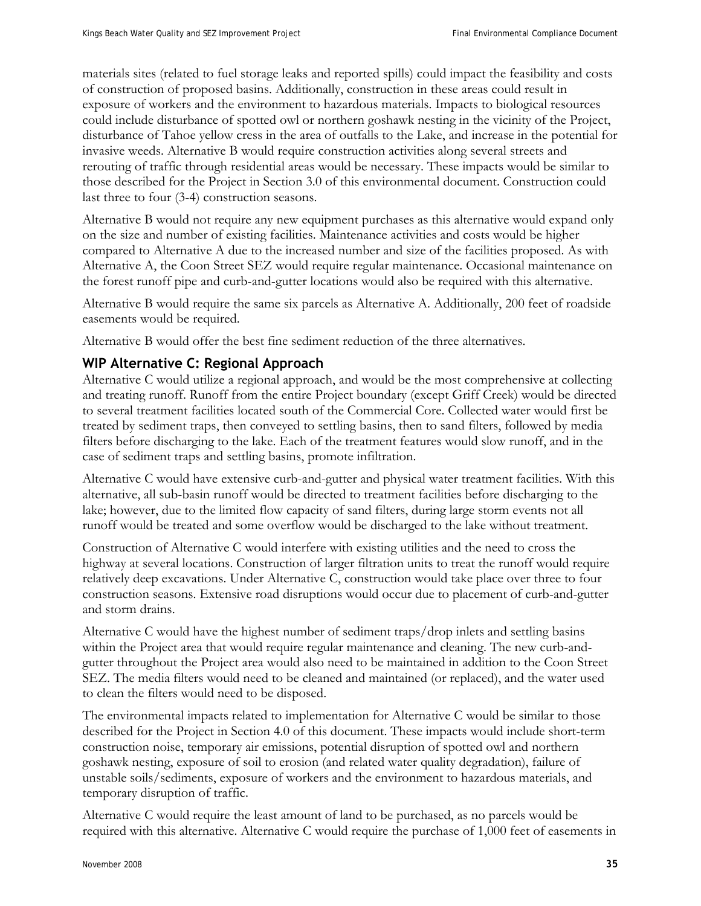materials sites (related to fuel storage leaks and reported spills) could impact the feasibility and costs of construction of proposed basins. Additionally, construction in these areas could result in exposure of workers and the environment to hazardous materials. Impacts to biological resources could include disturbance of spotted owl or northern goshawk nesting in the vicinity of the Project, disturbance of Tahoe yellow cress in the area of outfalls to the Lake, and increase in the potential for invasive weeds. Alternative B would require construction activities along several streets and rerouting of traffic through residential areas would be necessary. These impacts would be similar to those described for the Project in Section 3.0 of this environmental document. Construction could last three to four (3-4) construction seasons.

Alternative B would not require any new equipment purchases as this alternative would expand only on the size and number of existing facilities. Maintenance activities and costs would be higher compared to Alternative A due to the increased number and size of the facilities proposed. As with Alternative A, the Coon Street SEZ would require regular maintenance. Occasional maintenance on the forest runoff pipe and curb-and-gutter locations would also be required with this alternative.

Alternative B would require the same six parcels as Alternative A. Additionally, 200 feet of roadside easements would be required.

Alternative B would offer the best fine sediment reduction of the three alternatives.

### WIP Alternative C: Regional Approach

Alternative C would utilize a regional approach, and would be the most comprehensive at collecting and treating runoff. Runoff from the entire Project boundary (except Griff Creek) would be directed to several treatment facilities located south of the Commercial Core. Collected water would first be treated by sediment traps, then conveyed to settling basins, then to sand filters, followed by media filters before discharging to the lake. Each of the treatment features would slow runoff, and in the case of sediment traps and settling basins, promote infiltration.

Alternative C would have extensive curb-and-gutter and physical water treatment facilities. With this alternative, all sub-basin runoff would be directed to treatment facilities before discharging to the lake; however, due to the limited flow capacity of sand filters, during large storm events not all runoff would be treated and some overflow would be discharged to the lake without treatment.

Construction of Alternative C would interfere with existing utilities and the need to cross the highway at several locations. Construction of larger filtration units to treat the runoff would require relatively deep excavations. Under Alternative C, construction would take place over three to four construction seasons. Extensive road disruptions would occur due to placement of curb-and-gutter and storm drains.

Alternative C would have the highest number of sediment traps/drop inlets and settling basins within the Project area that would require regular maintenance and cleaning. The new curb-and-gutter throughout the Project area would also need to be maintained in addition to the Coon Street SEZ. The media filters would need to be cleaned and maintained (or replaced), and the water used to clean the filters would need to be disposed.

The environmental impacts related to implementation for Alternative C would be similar to those described for the Project in Section 4.0 of this document. These impacts would include short-term construction noise, temporary air emissions, potential disruption of spotted owl and northern goshawk nesting, exposure of soil to erosion (and related water quality degradation), failure of unstable soils/sediments, exposure of workers and the environment to hazardous materials, and temporary disruption of traffic.

Alternative C would require the least amount of land to be purchased, as no parcels would be required with this alternative. Alternative C would require the purchase of 1,000 feet of easements in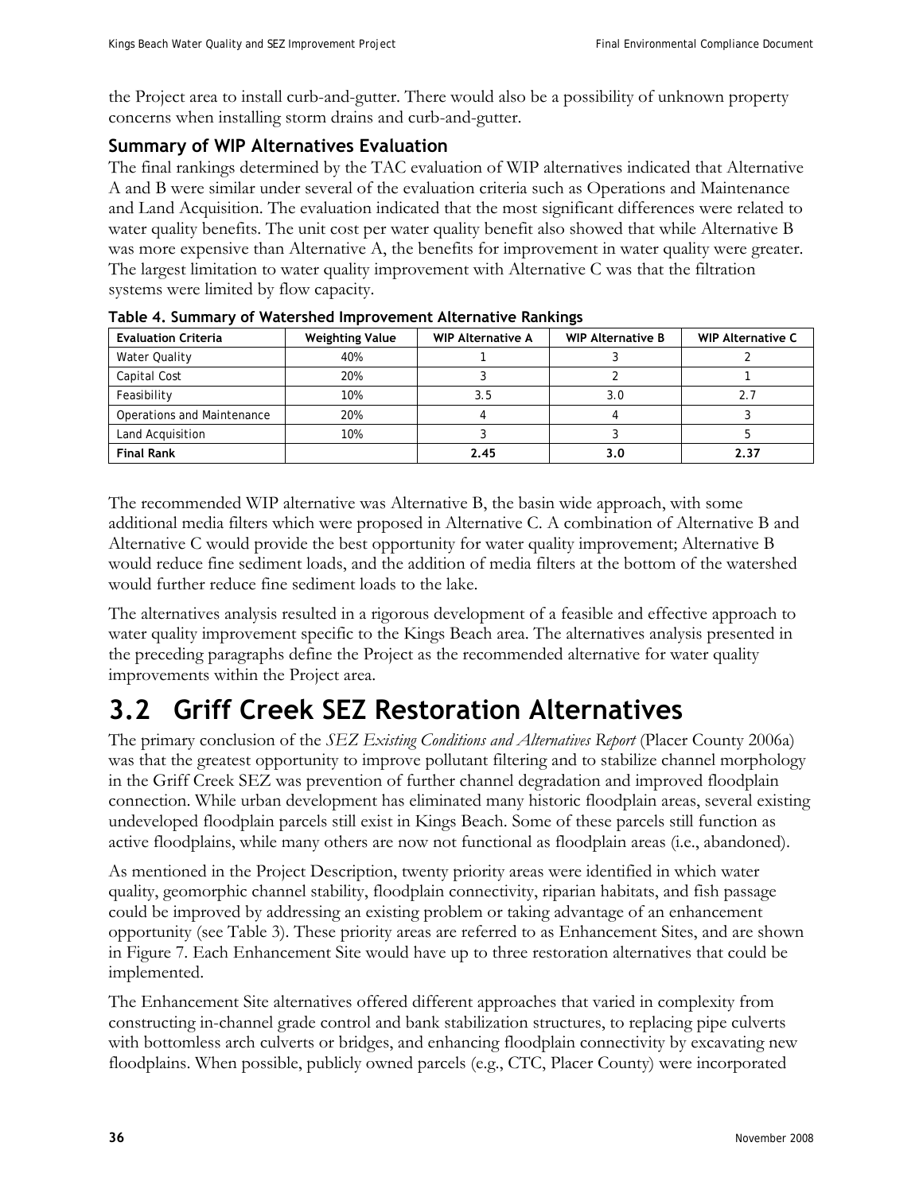the Project area to install curb-and-gutter. There would also be a possibility of unknown property concerns when installing storm drains and curb-and-gutter.

### Summary of WIP Alternatives Evaluation

The final rankings determined by the TAC evaluation of WIP alternatives indicated that Alternative A and B were similar under several of the evaluation criteria such as Operations and Maintenance and Land Acquisition. The evaluation indicated that the most significant differences were related to water quality benefits. The unit cost per water quality benefit also showed that while Alternative B was more expensive than Alternative A, the benefits for improvement in water quality were greater. The largest limitation to water quality improvement with Alternative C was that the filtration systems were limited by flow capacity.

**Table 4. Summary of Watershed Improvement Alternative Rankings**

| Evaluation Criteria | Weighting Value | WIP Alternative A | WIP Alternative B | WIP Alternative C |
|---|---|---|---|---|
| Water Quality | 40% | 1 | 3 | 2 |
| Capital Cost | 20% | 3 | 2 | 1 |
| Feasibility | 10% | 3.5 | 3.0 | 2.7 |
| Operations and Maintenance | 20% | 4 | 4 | 3 |
| Land Acquisition | 10% | 3 | 3 | 5 |
| **Final Rank** | | **2.45** | **3.0** | **2.37** |

The recommended WIP alternative was Alternative B, the basin wide approach, with some additional media filters which were proposed in Alternative C. A combination of Alternative B and Alternative C would provide the best opportunity for water quality improvement; Alternative B would reduce fine sediment loads, and the addition of media filters at the bottom of the watershed would further reduce fine sediment loads to the lake.

The alternatives analysis resulted in a rigorous development of a feasible and effective approach to water quality improvement specific to the Kings Beach area. The alternatives analysis presented in the preceding paragraphs define the Project as the recommended alternative for water quality improvements within the Project area.

## 3.2 Griff Creek SEZ Restoration Alternatives

The primary conclusion of the *SEZ Existing Conditions and Alternatives Report* (Placer County 2006a) was that the greatest opportunity to improve pollutant filtering and to stabilize channel morphology in the Griff Creek SEZ was prevention of further channel degradation and improved floodplain connection. While urban development has eliminated many historic floodplain areas, several existing undeveloped floodplain parcels still exist in Kings Beach. Some of these parcels still function as active floodplains, while many others are now not functional as floodplain areas (i.e., abandoned).

As mentioned in the Project Description, twenty priority areas were identified in which water quality, geomorphic channel stability, floodplain connectivity, riparian habitats, and fish passage could be improved by addressing an existing problem or taking advantage of an enhancement opportunity (see Table 3). These priority areas are referred to as Enhancement Sites, and are shown in Figure 7. Each Enhancement Site would have up to three restoration alternatives that could be implemented.

The Enhancement Site alternatives offered different approaches that varied in complexity from constructing in-channel grade control and bank stabilization structures, to replacing pipe culverts with bottomless arch culverts or bridges, and enhancing floodplain connectivity by excavating new floodplains. When possible, publicly owned parcels (e.g., CTC, Placer County) were incorporated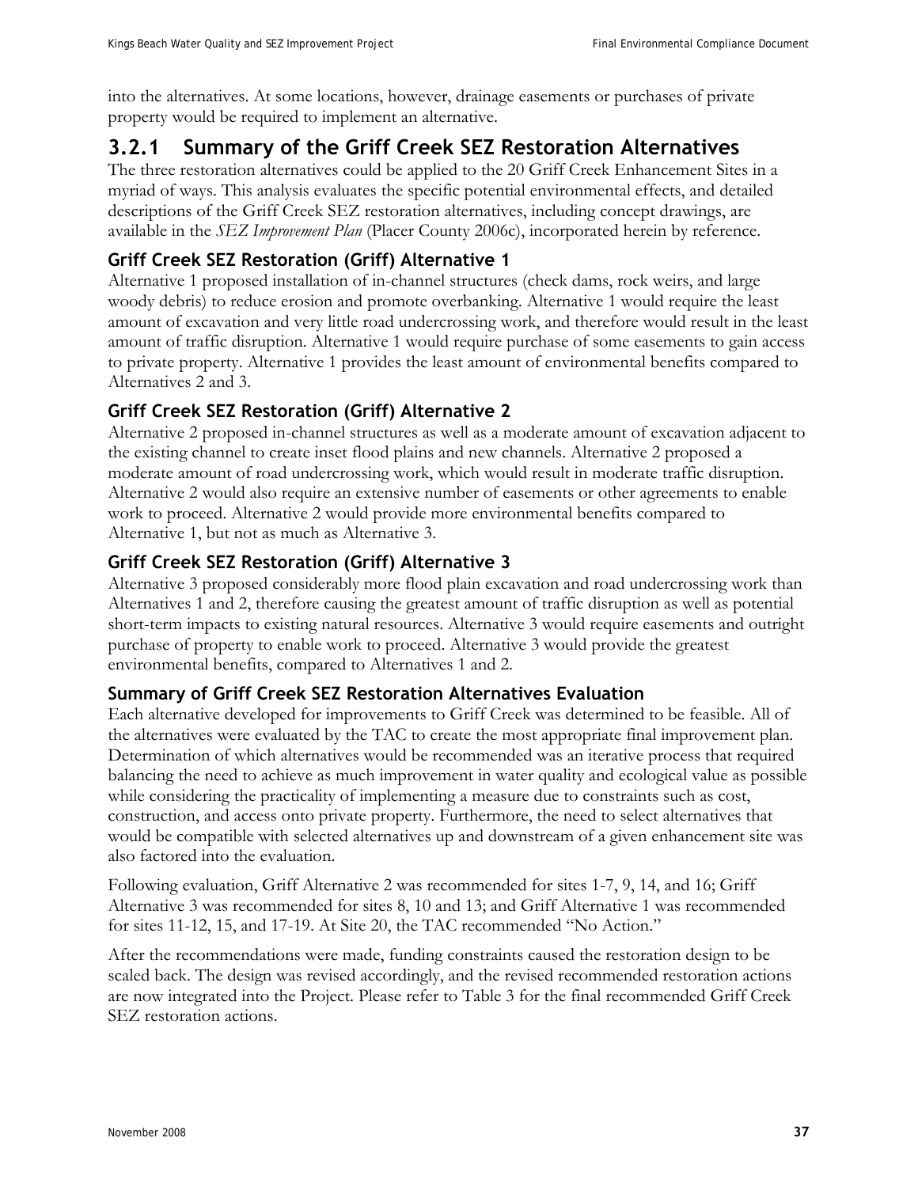into the alternatives. At some locations, however, drainage easements or purchases of private property would be required to implement an alternative.

## 3.2.1 Summary of the Griff Creek SEZ Restoration Alternatives

The three restoration alternatives could be applied to the 20 Griff Creek Enhancement Sites in a myriad of ways. This analysis evaluates the specific potential environmental effects, and detailed descriptions of the Griff Creek SEZ restoration alternatives, including concept drawings, are available in the *SEZ Improvement Plan* (Placer County 2006c), incorporated herein by reference.

### Griff Creek SEZ Restoration (Griff) Alternative 1

Alternative 1 proposed installation of in-channel structures (check dams, rock weirs, and large woody debris) to reduce erosion and promote overbanking. Alternative 1 would require the least amount of excavation and very little road undercrossing work, and therefore would result in the least amount of traffic disruption. Alternative 1 would require purchase of some easements to gain access to private property. Alternative 1 provides the least amount of environmental benefits compared to Alternatives 2 and 3.

### Griff Creek SEZ Restoration (Griff) Alternative 2

Alternative 2 proposed in-channel structures as well as a moderate amount of excavation adjacent to the existing channel to create inset flood plains and new channels. Alternative 2 proposed a moderate amount of road undercrossing work, which would result in moderate traffic disruption. Alternative 2 would also require an extensive number of easements or other agreements to enable work to proceed. Alternative 2 would provide more environmental benefits compared to Alternative 1, but not as much as Alternative 3.

### Griff Creek SEZ Restoration (Griff) Alternative 3

Alternative 3 proposed considerably more flood plain excavation and road undercrossing work than Alternatives 1 and 2, therefore causing the greatest amount of traffic disruption as well as potential short-term impacts to existing natural resources. Alternative 3 would require easements and outright purchase of property to enable work to proceed. Alternative 3 would provide the greatest environmental benefits, compared to Alternatives 1 and 2.

### Summary of Griff Creek SEZ Restoration Alternatives Evaluation

Each alternative developed for improvements to Griff Creek was determined to be feasible. All of the alternatives were evaluated by the TAC to create the most appropriate final improvement plan. Determination of which alternatives would be recommended was an iterative process that required balancing the need to achieve as much improvement in water quality and ecological value as possible while considering the practicality of implementing a measure due to constraints such as cost, construction, and access onto private property. Furthermore, the need to select alternatives that would be compatible with selected alternatives up and downstream of a given enhancement site was also factored into the evaluation.

Following evaluation, Griff Alternative 2 was recommended for sites 1-7, 9, 14, and 16; Griff Alternative 3 was recommended for sites 8, 10 and 13; and Griff Alternative 1 was recommended for sites 11-12, 15, and 17-19. At Site 20, the TAC recommended "No Action."

After the recommendations were made, funding constraints caused the restoration design to be scaled back. The design was revised accordingly, and the revised recommended restoration actions are now integrated into the Project. Please refer to Table 3 for the final recommended Griff Creek SEZ restoration actions.